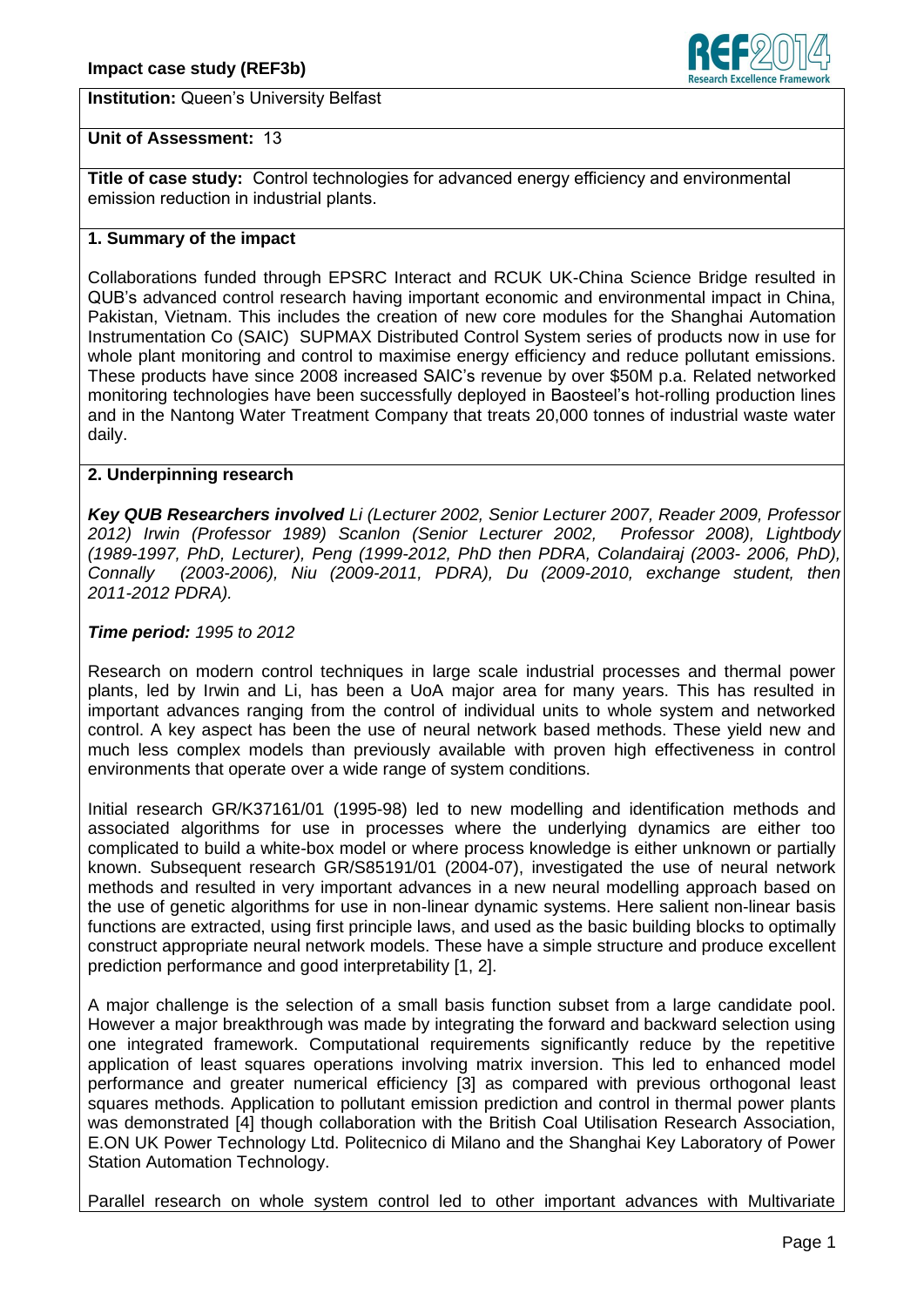**Institution:** Queen's University Belfast

**Unit of Assessment:** 13

**Title of case study:** Control technologies for advanced energy efficiency and environmental emission reduction in industrial plants.

## 1. Summary of the impact

Collaborations funded through EPSRC Interact and RCUK UK-China Science Bridge resulted in QUB's advanced control research having important economic and environmental impact in China, Pakistan, Vietnam. This includes the creation of new core modules for the Shanghai Automation Instrumentation Co (SAIC) SUPMAX Distributed Control System series of products now in use for whole plant monitoring and control to maximise energy efficiency and reduce pollutant emissions. These products have since 2008 increased SAIC's revenue by over $50M p.a. Related networked monitoring technologies have been successfully deployed in Baosteel's hot-rolling production lines and in the Nantong Water Treatment Company that treats 20,000 tonnes of industrial waste water daily.

## 2. Underpinning research

***Key QUB Researchers involved*** *Li (Lecturer 2002, Senior Lecturer 2007, Reader 2009, Professor 2012) Irwin (Professor 1989) Scanlon (Senior Lecturer 2002, Professor 2008), Lightbody (1989-1997, PhD, Lecturer), Peng (1999-2012, PhD then PDRA, Colandairaj (2003- 2006, PhD), Connally (2003-2006), Niu (2009-2011, PDRA), Du (2009-2010, exchange student, then 2011-2012 PDRA).*

***Time period:*** *1995 to 2012*

Research on modern control techniques in large scale industrial processes and thermal power plants, led by Irwin and Li, has been a UoA major area for many years. This has resulted in important advances ranging from the control of individual units to whole system and networked control. A key aspect has been the use of neural network based methods. These yield new and much less complex models than previously available with proven high effectiveness in control environments that operate over a wide range of system conditions.

Initial research GR/K37161/01 (1995-98) led to new modelling and identification methods and associated algorithms for use in processes where the underlying dynamics are either too complicated to build a white-box model or where process knowledge is either unknown or partially known. Subsequent research GR/S85191/01 (2004-07), investigated the use of neural network methods and resulted in very important advances in a new neural modelling approach based on the use of genetic algorithms for use in non-linear dynamic systems. Here salient non-linear basis functions are extracted, using first principle laws, and used as the basic building blocks to optimally construct appropriate neural network models. These have a simple structure and produce excellent prediction performance and good interpretability [1, 2].

A major challenge is the selection of a small basis function subset from a large candidate pool. However a major breakthrough was made by integrating the forward and backward selection using one integrated framework. Computational requirements significantly reduce by the repetitive application of least squares operations involving matrix inversion. This led to enhanced model performance and greater numerical efficiency [3] as compared with previous orthogonal least squares methods. Application to pollutant emission prediction and control in thermal power plants was demonstrated [4] though collaboration with the British Coal Utilisation Research Association, E.ON UK Power Technology Ltd. Politecnico di Milano and the Shanghai Key Laboratory of Power Station Automation Technology.

Parallel research on whole system control led to other important advances with Multivariate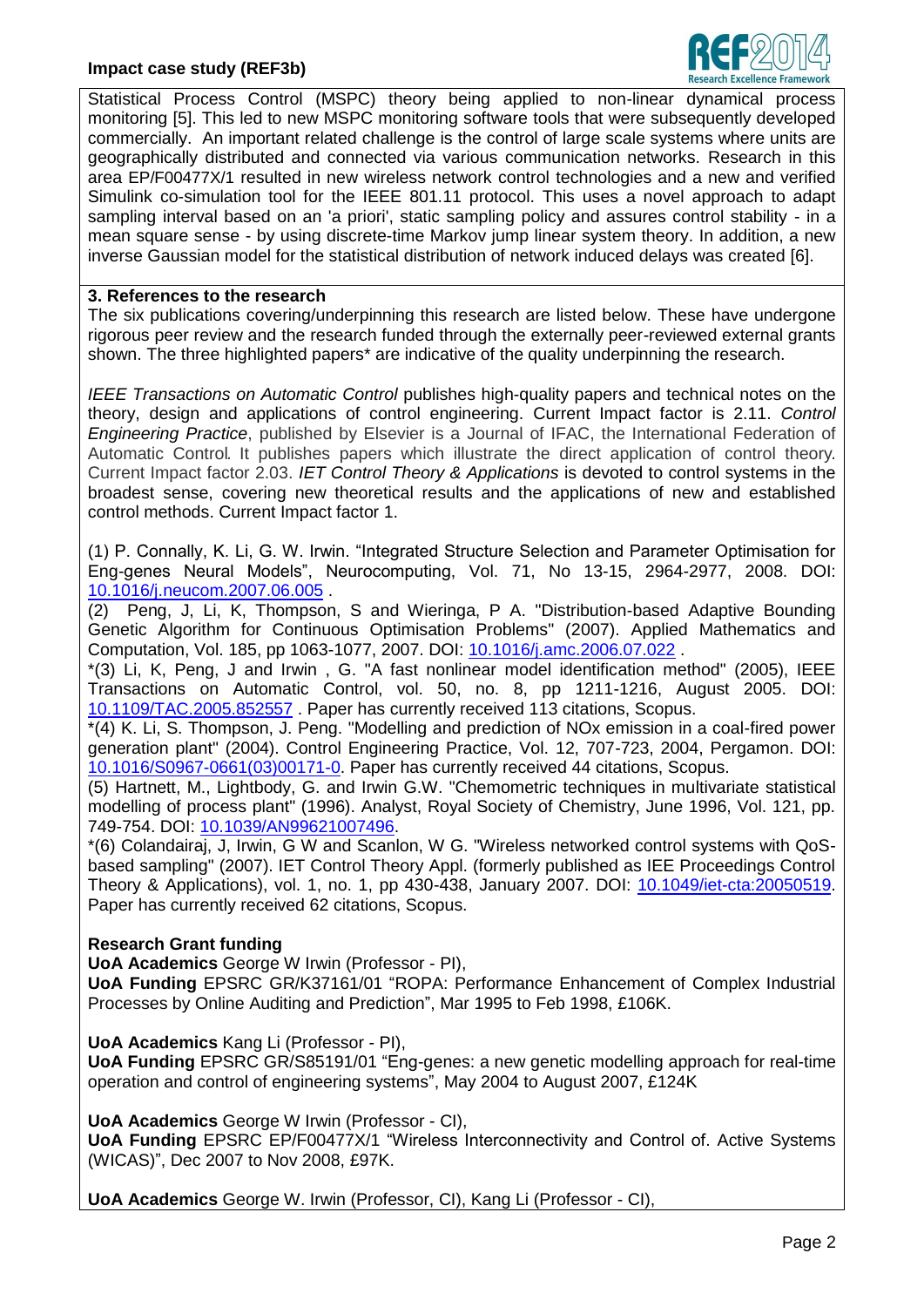Statistical Process Control (MSPC) theory being applied to non-linear dynamical process monitoring [5]. This led to new MSPC monitoring software tools that were subsequently developed commercially. An important related challenge is the control of large scale systems where units are geographically distributed and connected via various communication networks. Research in this area EP/F00477X/1 resulted in new wireless network control technologies and a new and verified Simulink co-simulation tool for the IEEE 802.11 protocol. This uses a novel approach to adapt sampling interval based on an 'a priori', static sampling policy and assures control stability - in a mean square sense - by using discrete-time Markov jump linear system theory. In addition, a new inverse Gaussian model for the statistical distribution of network induced delays was created [6].

### 3. References to the research

The six publications covering/underpinning this research are listed below. These have undergone rigorous peer review and the research funded through the externally peer-reviewed external grants shown. The three highlighted papers* are indicative of the quality underpinning the research.

*IEEE Transactions on Automatic Control* publishes high-quality papers and technical notes on the theory, design and applications of control engineering. Current Impact factor is 2.11. *Control Engineering Practice*, published by Elsevier is a Journal of IFAC, the International Federation of Automatic Control. It publishes papers which illustrate the direct application of control theory. Current Impact factor 2.03. *IET Control Theory & Applications* is devoted to control systems in the broadest sense, covering new theoretical results and the applications of new and established control methods. Current Impact factor 1.

(1) P. Connally, K. Li, G. W. Irwin. "Integrated Structure Selection and Parameter Optimisation for Eng-genes Neural Models", Neurocomputing, Vol. 71, No 13-15, 2964-2977, 2008. DOI: 10.1016/j.neucom.2007.06.005 .

(2) Peng, J, Li, K, Thompson, S and Wieringa, P A. "Distribution-based Adaptive Bounding Genetic Algorithm for Continuous Optimisation Problems" (2007). Applied Mathematics and Computation, Vol. 185, pp 1063-1077, 2007. DOI: 10.1016/j.amc.2006.07.022 .

*(3) Li, K, Peng, J and Irwin , G. "A fast nonlinear model identification method" (2005), IEEE Transactions on Automatic Control, vol. 50, no. 8, pp 1211-1216, August 2005. DOI: 10.1109/TAC.2005.852557 . Paper has currently received 113 citations, Scopus.

*(4) K. Li, S. Thompson, J. Peng. "Modelling and prediction of NOx emission in a coal-fired power generation plant" (2004). Control Engineering Practice, Vol. 12, 707-723, 2004, Pergamon. DOI: 10.1016/S0967-0661(03)00171-0. Paper has currently received 44 citations, Scopus.

(5) Hartnett, M., Lightbody, G. and Irwin G.W. "Chemometric techniques in multivariate statistical modelling of process plant" (1996). Analyst, Royal Society of Chemistry, June 1996, Vol. 121, pp. 749-754. DOI: 10.1039/AN99621007496.

*(6) Colandairaj, J, Irwin, G W and Scanlon, W G. "Wireless networked control systems with QoS-based sampling" (2007). IET Control Theory Appl. (formerly published as IEE Proceedings Control Theory & Applications), vol. 1, no. 1, pp 430-438, January 2007. DOI: 10.1049/iet-cta:20050519. Paper has currently received 62 citations, Scopus.

**Research Grant funding**

**UoA Academics** George W Irwin (Professor - PI),
**UoA Funding** EPSRC GR/K37161/01 "ROPA: Performance Enhancement of Complex Industrial Processes by Online Auditing and Prediction", Mar 1995 to Feb 1998, £106K.

**UoA Academics** Kang Li (Professor - PI),
**UoA Funding** EPSRC GR/S85191/01 "Eng-genes: a new genetic modelling approach for real-time operation and control of engineering systems", May 2004 to August 2007, £124K

**UoA Academics** George W Irwin (Professor - CI),
**UoA Funding** EPSRC EP/F00477X/1 "Wireless Interconnectivity and Control of. Active Systems (WICAS)", Dec 2007 to Nov 2008, £97K.

**UoA Academics** George W. Irwin (Professor, CI), Kang Li (Professor - CI),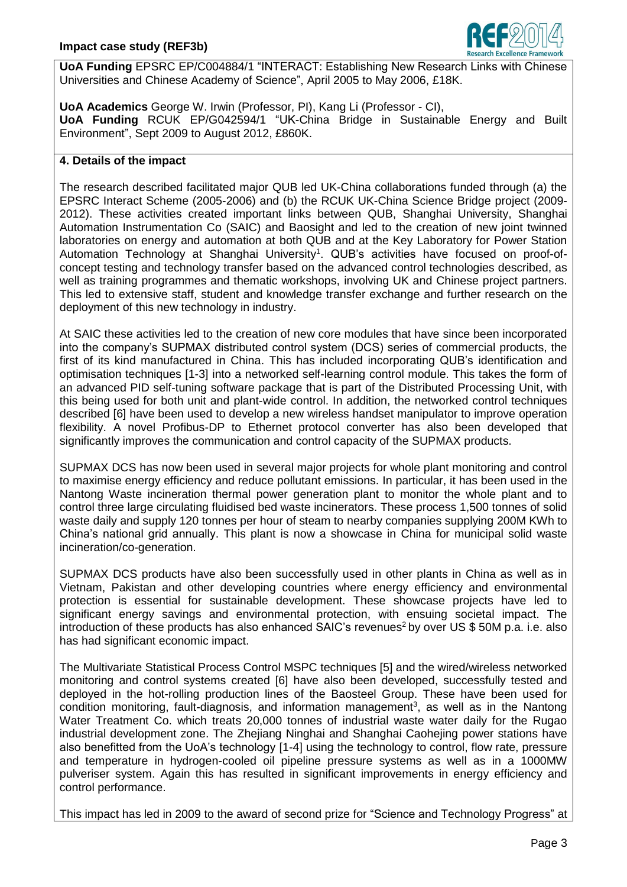**UoA Funding** EPSRC EP/C004884/1 "INTERACT: Establishing New Research Links with Chinese Universities and Chinese Academy of Science", April 2005 to May 2006, £18K.

**UoA Academics** George W. Irwin (Professor, PI), Kang Li (Professor - CI),
**UoA Funding** RCUK EP/G042594/1 "UK-China Bridge in Sustainable Energy and Built Environment", Sept 2009 to August 2012, £860K.

## 4. Details of the impact

The research described facilitated major QUB led UK-China collaborations funded through (a) the EPSRC Interact Scheme (2005-2006) and (b) the RCUK UK-China Science Bridge project (2009-2012). These activities created important links between QUB, Shanghai University, Shanghai Automation Instrumentation Co (SAIC) and Baosight and led to the creation of new joint twinned laboratories on energy and automation at both QUB and at the Key Laboratory for Power Station Automation Technology at Shanghai University[1]. QUB's activities have focused on proof-of-concept testing and technology transfer based on the advanced control technologies described, as well as training programmes and thematic workshops, involving UK and Chinese project partners. This led to extensive staff, student and knowledge transfer exchange and further research on the deployment of this new technology in industry.

At SAIC these activities led to the creation of new core modules that have since been incorporated into the company's SUPMAX distributed control system (DCS) series of commercial products, the first of its kind manufactured in China. This has included incorporating QUB's identification and optimisation techniques [1-3] into a networked self-learning control module. This takes the form of an advanced PID self-tuning software package that is part of the Distributed Processing Unit, with this being used for both unit and plant-wide control. In addition, the networked control techniques described [6] have been used to develop a new wireless handset manipulator to improve operation flexibility. A novel Profibus-DP to Ethernet protocol converter has also been developed that significantly improves the communication and control capacity of the SUPMAX products.

SUPMAX DCS has now been used in several major projects for whole plant monitoring and control to maximise energy efficiency and reduce pollutant emissions. In particular, it has been used in the Nantong Waste incineration thermal power generation plant to monitor the whole plant and to control three large circulating fluidised bed waste incinerators. These process 1,500 tonnes of solid waste daily and supply 120 tonnes per hour of steam to nearby companies supplying 200M KWh to China's national grid annually. This plant is now a showcase in China for municipal solid waste incineration/co-generation.

SUPMAX DCS products have also been successfully used in other plants in China as well as in Vietnam, Pakistan and other developing countries where energy efficiency and environmental protection is essential for sustainable development. These showcase projects have led to significant energy savings and environmental protection, with ensuing societal impact. The introduction of these products has also enhanced SAIC's revenues[2] by over US $ 50M p.a. i.e. also has had significant economic impact.

The Multivariate Statistical Process Control MSPC techniques [5] and the wired/wireless networked monitoring and control systems created [6] have also been developed, successfully tested and deployed in the hot-rolling production lines of the Baosteel Group. These have been used for condition monitoring, fault-diagnosis, and information management[3], as well as in the Nantong Water Treatment Co. which treats 20,000 tonnes of industrial waste water daily for the Rugao industrial development zone. The Zhejiang Ninghai and Shanghai Caohejing power stations have also benefitted from the UoA's technology [1-4] using the technology to control, flow rate, pressure and temperature in hydrogen-cooled oil pipeline pressure systems as well as in a 1000MW pulveriser system. Again this has resulted in significant improvements in energy efficiency and control performance.

This impact has led in 2009 to the award of second prize for "Science and Technology Progress" at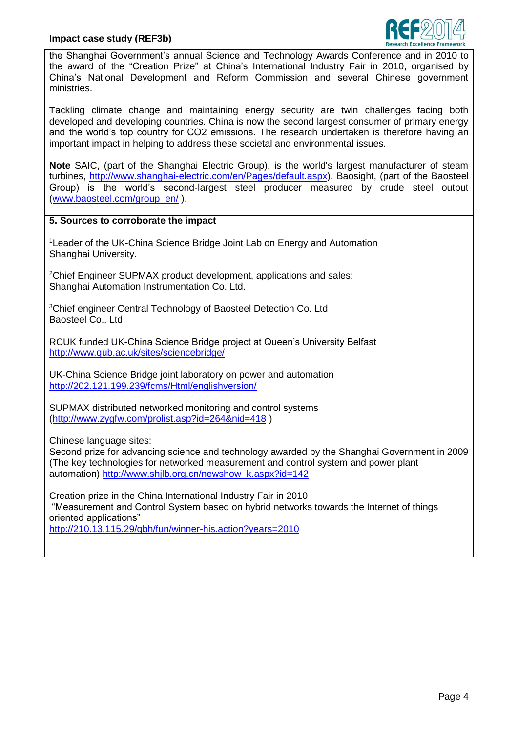the Shanghai Government's annual Science and Technology Awards Conference and in 2010 to the award of the "Creation Prize" at China's International Industry Fair in 2010, organised by China's National Development and Reform Commission and several Chinese government ministries.

Tackling climate change and maintaining energy security are twin challenges facing both developed and developing countries. China is now the second largest consumer of primary energy and the world's top country for $CO_2$ emissions. The research undertaken is therefore having an important impact in helping to address these societal and environmental issues.

**Note** SAIC, (part of the Shanghai Electric Group), is the world's largest manufacturer of steam turbines, http://www.shanghai-electric.com/en/Pages/default.aspx). Baosight, (part of the Baosteel Group) is the world's second-largest steel producer measured by crude steel output (www.baosteel.com/group_en/ ).

## 5. Sources to corroborate the impact

[1]Leader of the UK-China Science Bridge Joint Lab on Energy and Automation
Shanghai University.

[2]Chief Engineer SUPMAX product development, applications and sales:
Shanghai Automation Instrumentation Co. Ltd.

[3]Chief engineer Central Technology of Baosteel Detection Co. Ltd
Baosteel Co., Ltd.

RCUK funded UK-China Science Bridge project at Queen's University Belfast
http://www.qub.ac.uk/sites/sciencebridge/

UK-China Science Bridge joint laboratory on power and automation
http://202.121.199.239/fcms/Html/englishversion/

SUPMAX distributed networked monitoring and control systems
(http://www.zygfw.com/prolist.asp?id=264&nid=418 )

Chinese language sites:
Second prize for advancing science and technology awarded by the Shanghai Government in 2009 (The key technologies for networked measurement and control system and power plant automation) http://www.shjlb.org.cn/newshow_k.aspx?id=142

Creation prize in the China International Industry Fair in 2010
"Measurement and Control System based on hybrid networks towards the Internet of things oriented applications"
http://210.13.115.29/gbh/fun/winner-his.action?years=2010